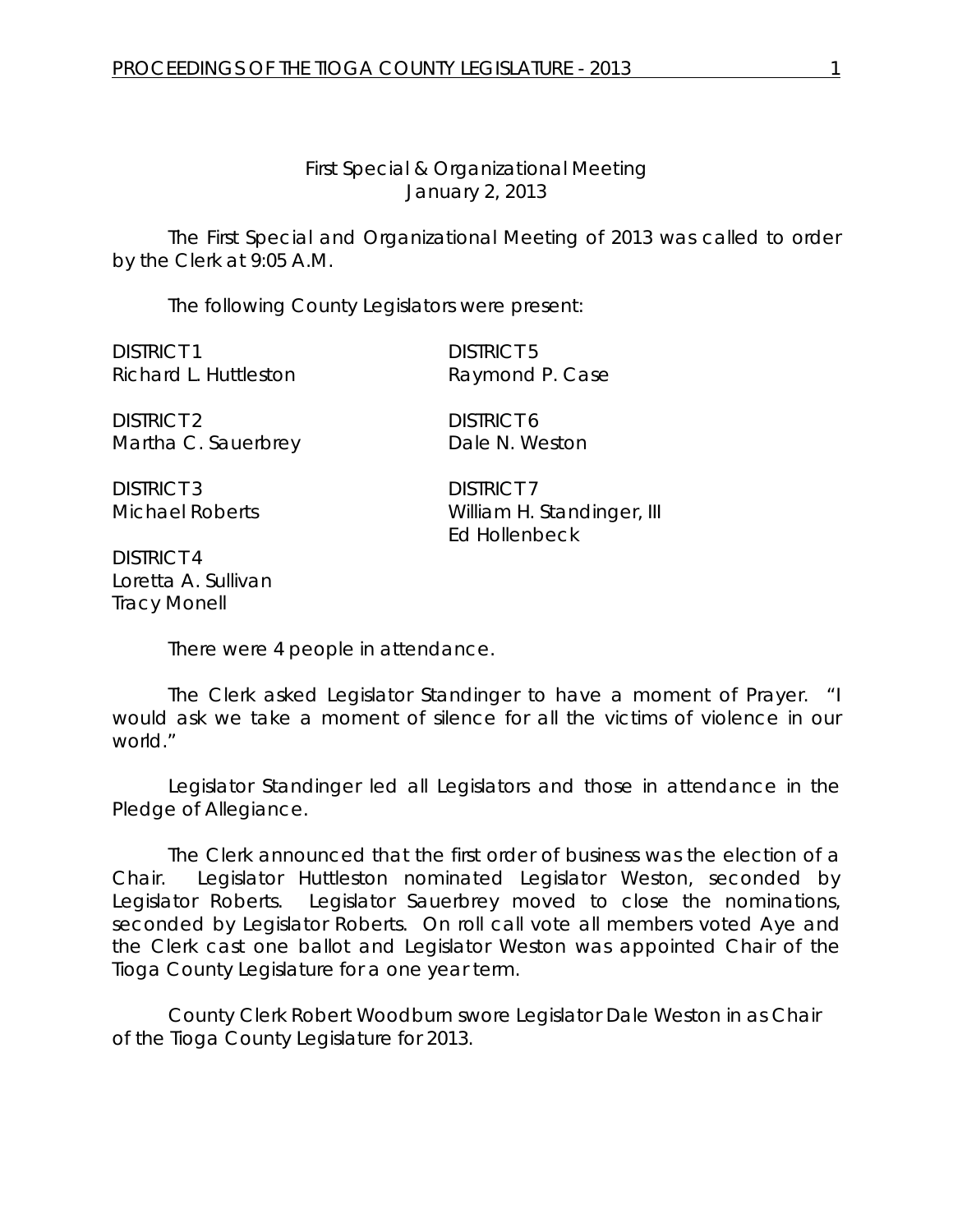First Special & Organizational Meeting
January 2, 2013

The First Special and Organizational Meeting of 2013 was called to order by the Clerk at 9:05 A.M.

The following County Legislators were present:

DISTRICT 1
Richard L. Huttleston

DISTRICT 2
Martha C. Sauerbrey

DISTRICT 3
Michael Roberts

DISTRICT 4
Loretta A. Sullivan
Tracy Monell

DISTRICT 5
Raymond P. Case

DISTRICT 6
Dale N. Weston

DISTRICT 7
William H. Standinger, III
Ed Hollenbeck

There were 4 people in attendance.

The Clerk asked Legislator Standinger to have a moment of Prayer. "I would ask we take a moment of silence for all the victims of violence in our world."

Legislator Standinger led all Legislators and those in attendance in the Pledge of Allegiance.

The Clerk announced that the first order of business was the election of a Chair. Legislator Huttleston nominated Legislator Weston, seconded by Legislator Roberts. Legislator Sauerbrey moved to close the nominations, seconded by Legislator Roberts. On roll call vote all members voted Aye and the Clerk cast one ballot and Legislator Weston was appointed Chair of the Tioga County Legislature for a one year term.

County Clerk Robert Woodburn swore Legislator Dale Weston in as Chair of the Tioga County Legislature for 2013.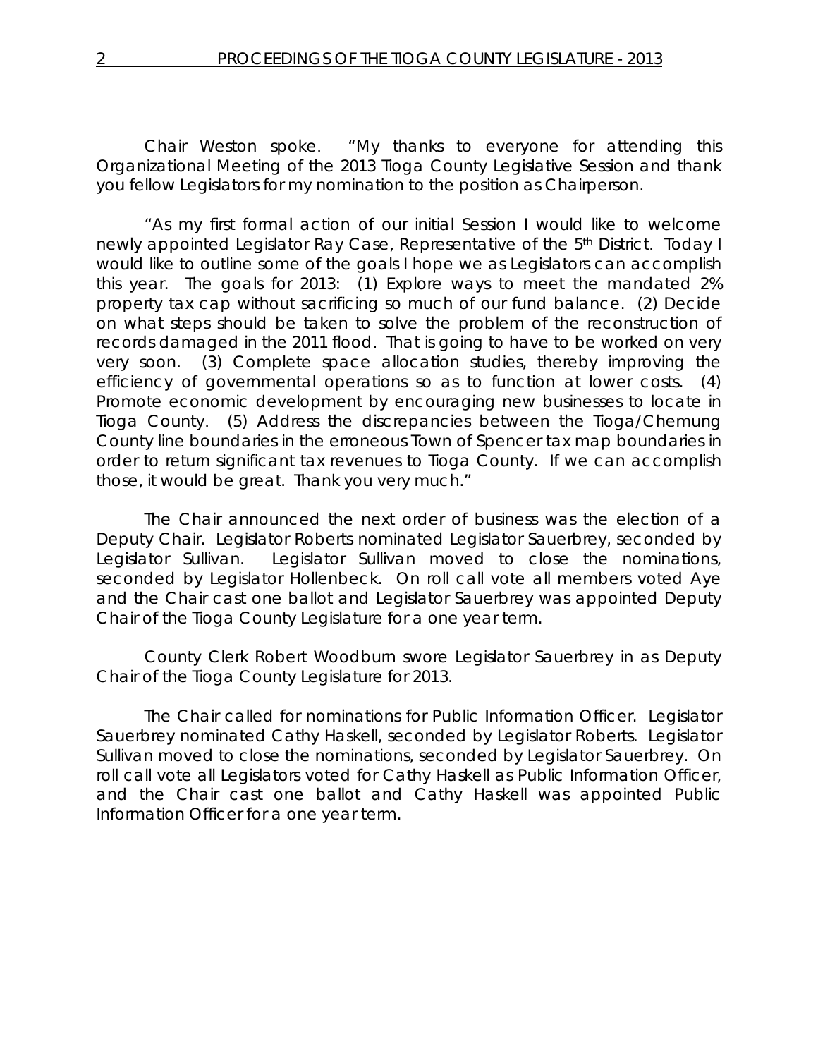Chair Weston spoke. "My thanks to everyone for attending this Organizational Meeting of the 2013 Tioga County Legislative Session and thank you fellow Legislators for my nomination to the position as Chairperson.

"As my first formal action of our initial Session I would like to welcome newly appointed Legislator Ray Case, Representative of the 5th District. Today I would like to outline some of the goals I hope we as Legislators can accomplish this year. The goals for 2013: (1) Explore ways to meet the mandated 2% property tax cap without sacrificing so much of our fund balance. (2) Decide on what steps should be taken to solve the problem of the reconstruction of records damaged in the 2011 flood. That is going to have to be worked on very very soon. (3) Complete space allocation studies, thereby improving the efficiency of governmental operations so as to function at lower costs. (4) Promote economic development by encouraging new businesses to locate in Tioga County. (5) Address the discrepancies between the Tioga/Chemung County line boundaries in the erroneous Town of Spencer tax map boundaries in order to return significant tax revenues to Tioga County. If we can accomplish those, it would be great. Thank you very much."

The Chair announced the next order of business was the election of a Deputy Chair. Legislator Roberts nominated Legislator Sauerbrey, seconded by Legislator Sullivan. Legislator Sullivan moved to close the nominations, seconded by Legislator Hollenbeck. On roll call vote all members voted Aye and the Chair cast one ballot and Legislator Sauerbrey was appointed Deputy Chair of the Tioga County Legislature for a one year term.

County Clerk Robert Woodburn swore Legislator Sauerbrey in as Deputy Chair of the Tioga County Legislature for 2013.

The Chair called for nominations for Public Information Officer. Legislator Sauerbrey nominated Cathy Haskell, seconded by Legislator Roberts. Legislator Sullivan moved to close the nominations, seconded by Legislator Sauerbrey. On roll call vote all Legislators voted for Cathy Haskell as Public Information Officer, and the Chair cast one ballot and Cathy Haskell was appointed Public Information Officer for a one year term.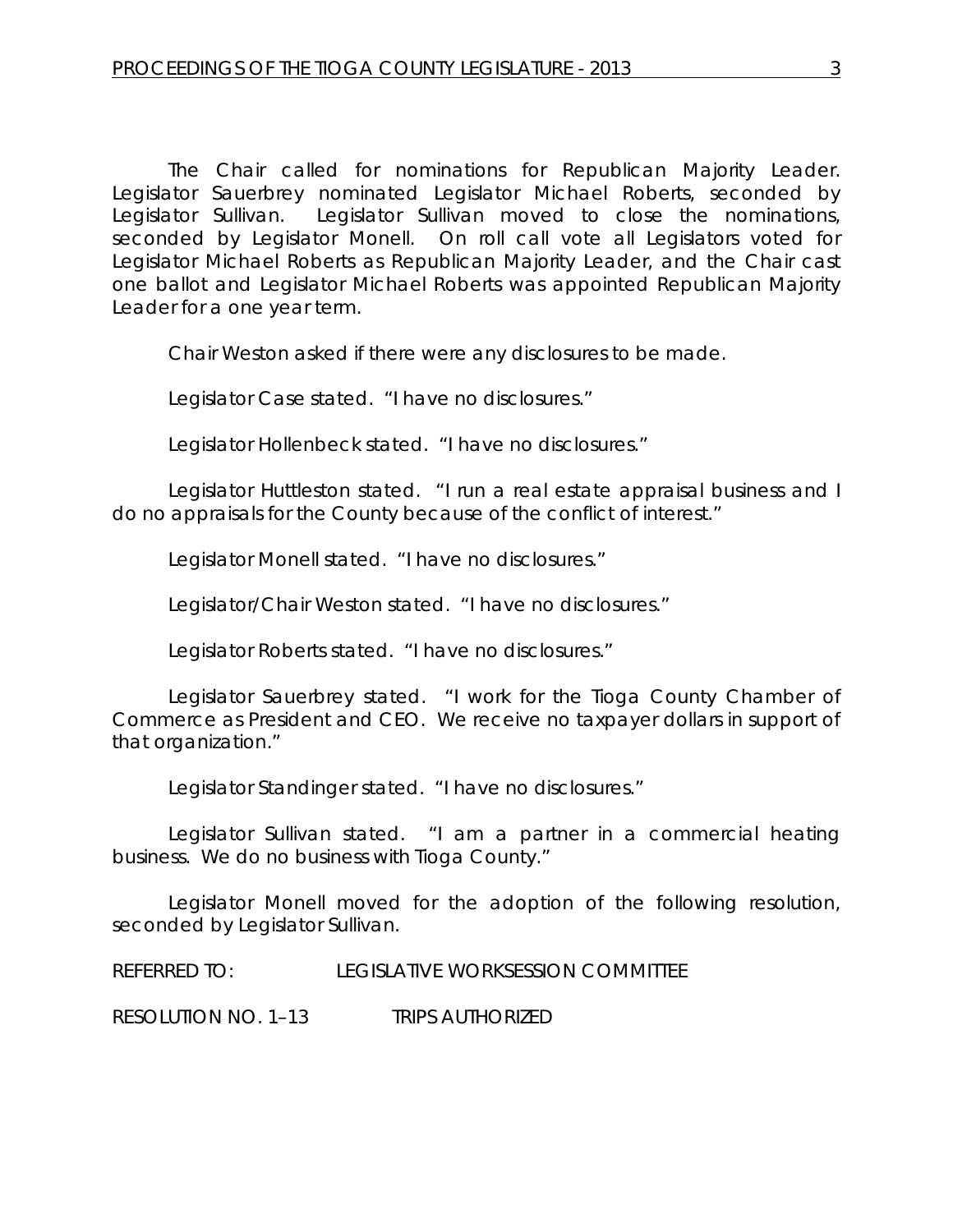The Chair called for nominations for Republican Majority Leader. Legislator Sauerbrey nominated Legislator Michael Roberts, seconded by Legislator Sullivan. Legislator Sullivan moved to close the nominations, seconded by Legislator Monell. On roll call vote all Legislators voted for Legislator Michael Roberts as Republican Majority Leader, and the Chair cast one ballot and Legislator Michael Roberts was appointed Republican Majority Leader for a one year term.

Chair Weston asked if there were any disclosures to be made.

Legislator Case stated. "I have no disclosures."

Legislator Hollenbeck stated. "I have no disclosures."

Legislator Huttleston stated. "I run a real estate appraisal business and I do no appraisals for the County because of the conflict of interest."

Legislator Monell stated. "I have no disclosures."

Legislator/Chair Weston stated. "I have no disclosures."

Legislator Roberts stated. "I have no disclosures."

Legislator Sauerbrey stated. "I work for the Tioga County Chamber of Commerce as President and CEO. We receive no taxpayer dollars in support of that organization."

Legislator Standinger stated. "I have no disclosures."

Legislator Sullivan stated. "I am a partner in a commercial heating business. We do no business with Tioga County."

Legislator Monell moved for the adoption of the following resolution, seconded by Legislator Sullivan.

REFERRED TO: LEGISLATIVE WORKSESSION COMMITTEE

RESOLUTION NO. 1–13 TRIPS AUTHORIZED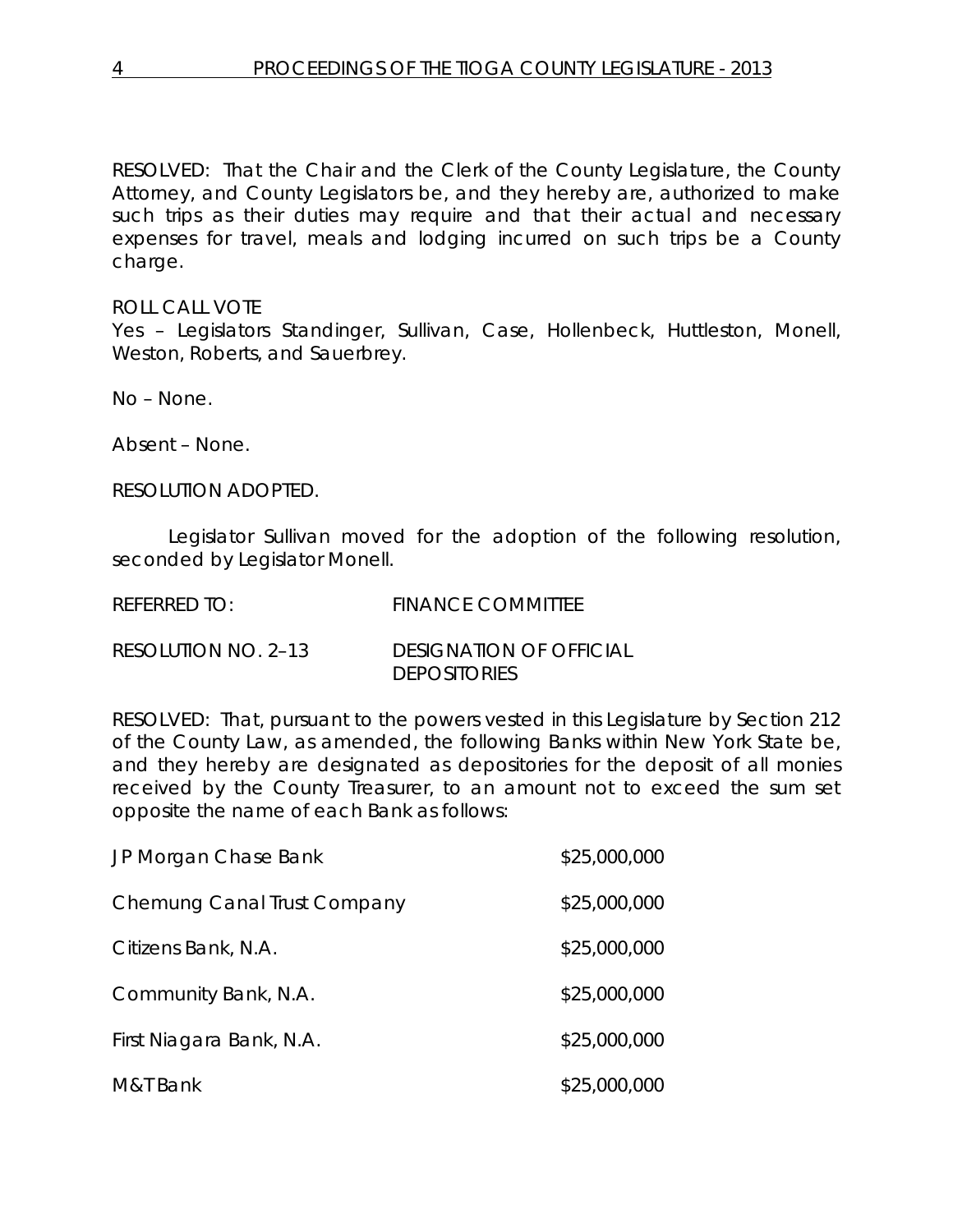RESOLVED: That the Chair and the Clerk of the County Legislature, the County Attorney, and County Legislators be, and they hereby are, authorized to make such trips as their duties may require and that their actual and necessary expenses for travel, meals and lodging incurred on such trips be a County charge.

ROLL CALL VOTE
Yes – Legislators Standinger, Sullivan, Case, Hollenbeck, Huttleston, Monell, Weston, Roberts, and Sauerbrey.

No – None.

Absent – None.

RESOLUTION ADOPTED.

Legislator Sullivan moved for the adoption of the following resolution, seconded by Legislator Monell.

REFERRED TO: FINANCE COMMITTEE

RESOLUTION NO. 2–13 DESIGNATION OF OFFICIAL DEPOSITORIES

RESOLVED: That, pursuant to the powers vested in this Legislature by Section 212 of the County Law, as amended, the following Banks within New York State be, and they hereby are designated as depositories for the deposit of all monies received by the County Treasurer, to an amount not to exceed the sum set opposite the name of each Bank as follows:

| | |
|---|---|
| JP Morgan Chase Bank | $25,000,000 |
| Chemung Canal Trust Company | $25,000,000 |
| Citizens Bank, N.A. | $25,000,000 |
| Community Bank, N.A. | $25,000,000 |
| First Niagara Bank, N.A. | $25,000,000 |
| M&T Bank | $25,000,000 |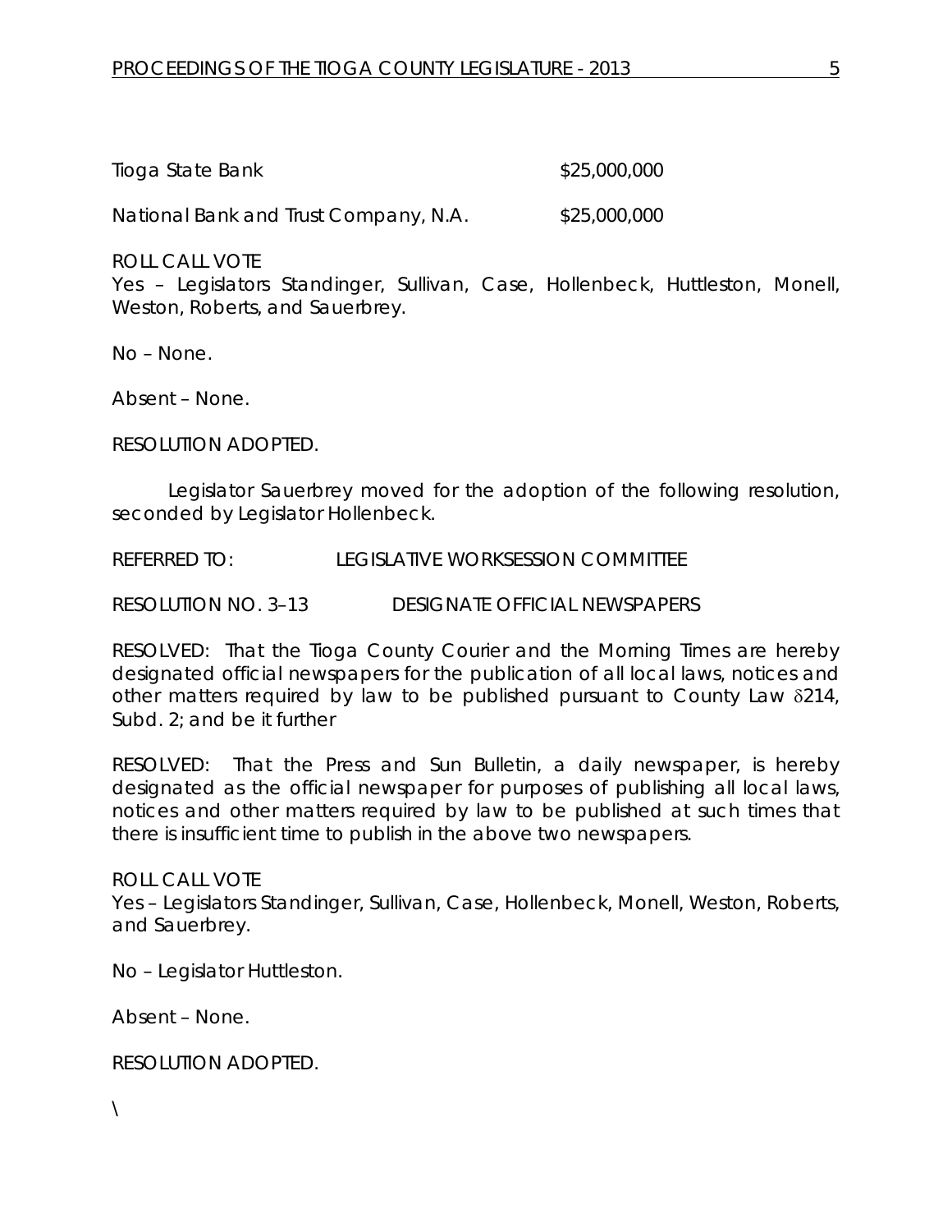| | |
|---|---|
| Tioga State Bank | $25,000,000 |
| National Bank and Trust Company, N.A. | $25,000,000 |

ROLL CALL VOTE
Yes – Legislators Standinger, Sullivan, Case, Hollenbeck, Huttleston, Monell, Weston, Roberts, and Sauerbrey.

No – None.

Absent – None.

RESOLUTION ADOPTED.

Legislator Sauerbrey moved for the adoption of the following resolution, seconded by Legislator Hollenbeck.

REFERRED TO: LEGISLATIVE WORKSESSION COMMITTEE

RESOLUTION NO. 3–13 DESIGNATE OFFICIAL NEWSPAPERS

RESOLVED: That the Tioga County Courier and the Morning Times are hereby designated official newspapers for the publication of all local laws, notices and other matters required by law to be published pursuant to County Law δ214, Subd. 2; and be it further

RESOLVED: That the Press and Sun Bulletin, a daily newspaper, is hereby designated as the official newspaper for purposes of publishing all local laws, notices and other matters required by law to be published at such times that there is insufficient time to publish in the above two newspapers.

ROLL CALL VOTE
Yes – Legislators Standinger, Sullivan, Case, Hollenbeck, Monell, Weston, Roberts, and Sauerbrey.

No – Legislator Huttleston.

Absent – None.

RESOLUTION ADOPTED.

\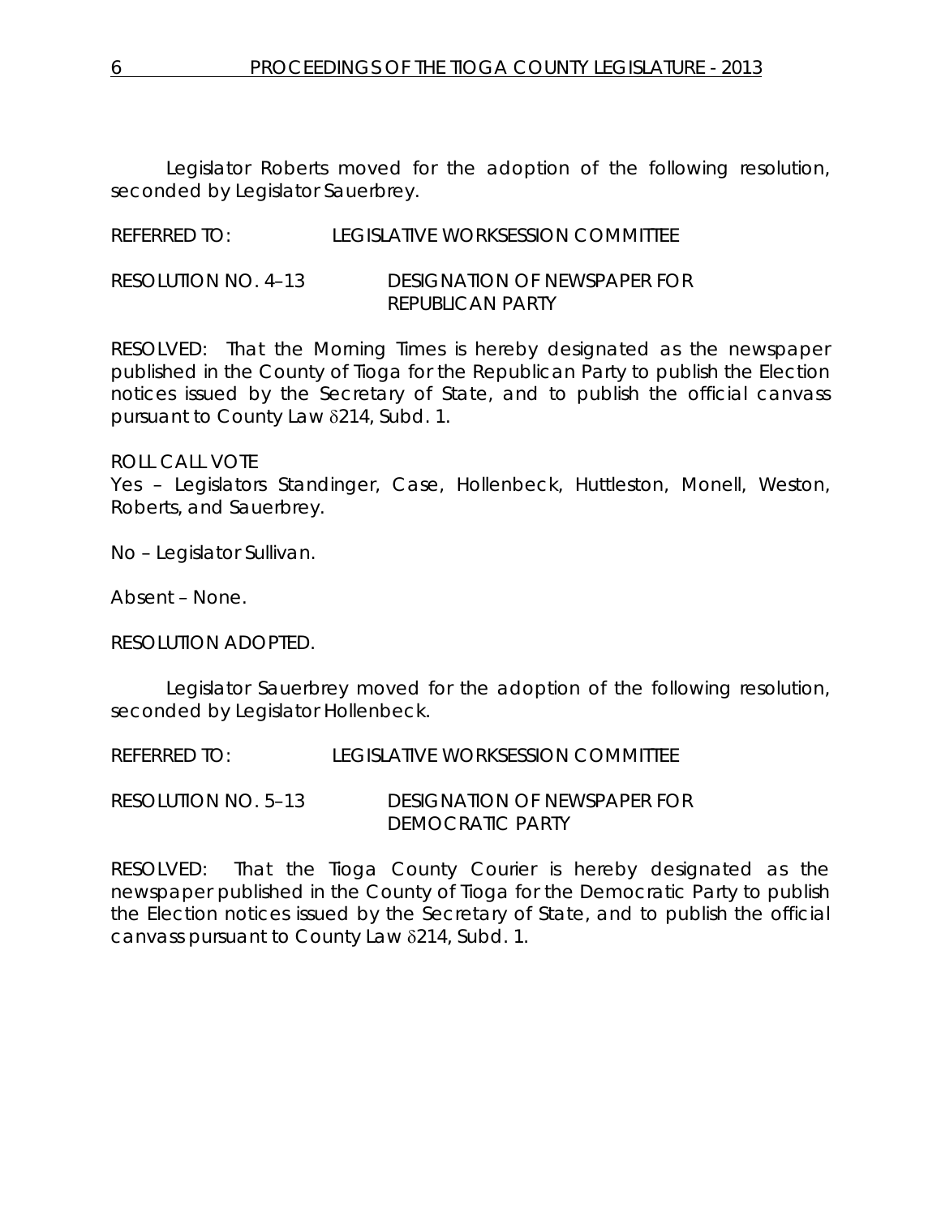Legislator Roberts moved for the adoption of the following resolution, seconded by Legislator Sauerbrey.

REFERRED TO: LEGISLATIVE WORKSESSION COMMITTEE

RESOLUTION NO. 4–13 DESIGNATION OF NEWSPAPER FOR REPUBLICAN PARTY

RESOLVED: That the Morning Times is hereby designated as the newspaper published in the County of Tioga for the Republican Party to publish the Election notices issued by the Secretary of State, and to publish the official canvass pursuant to County Law §214, Subd. 1.

ROLL CALL VOTE
Yes – Legislators Standinger, Case, Hollenbeck, Huttleston, Monell, Weston, Roberts, and Sauerbrey.

No – Legislator Sullivan.

Absent – None.

RESOLUTION ADOPTED.

Legislator Sauerbrey moved for the adoption of the following resolution, seconded by Legislator Hollenbeck.

REFERRED TO: LEGISLATIVE WORKSESSION COMMITTEE

RESOLUTION NO. 5–13 DESIGNATION OF NEWSPAPER FOR DEMOCRATIC PARTY

RESOLVED: That the Tioga County Courier is hereby designated as the newspaper published in the County of Tioga for the Democratic Party to publish the Election notices issued by the Secretary of State, and to publish the official canvass pursuant to County Law §214, Subd. 1.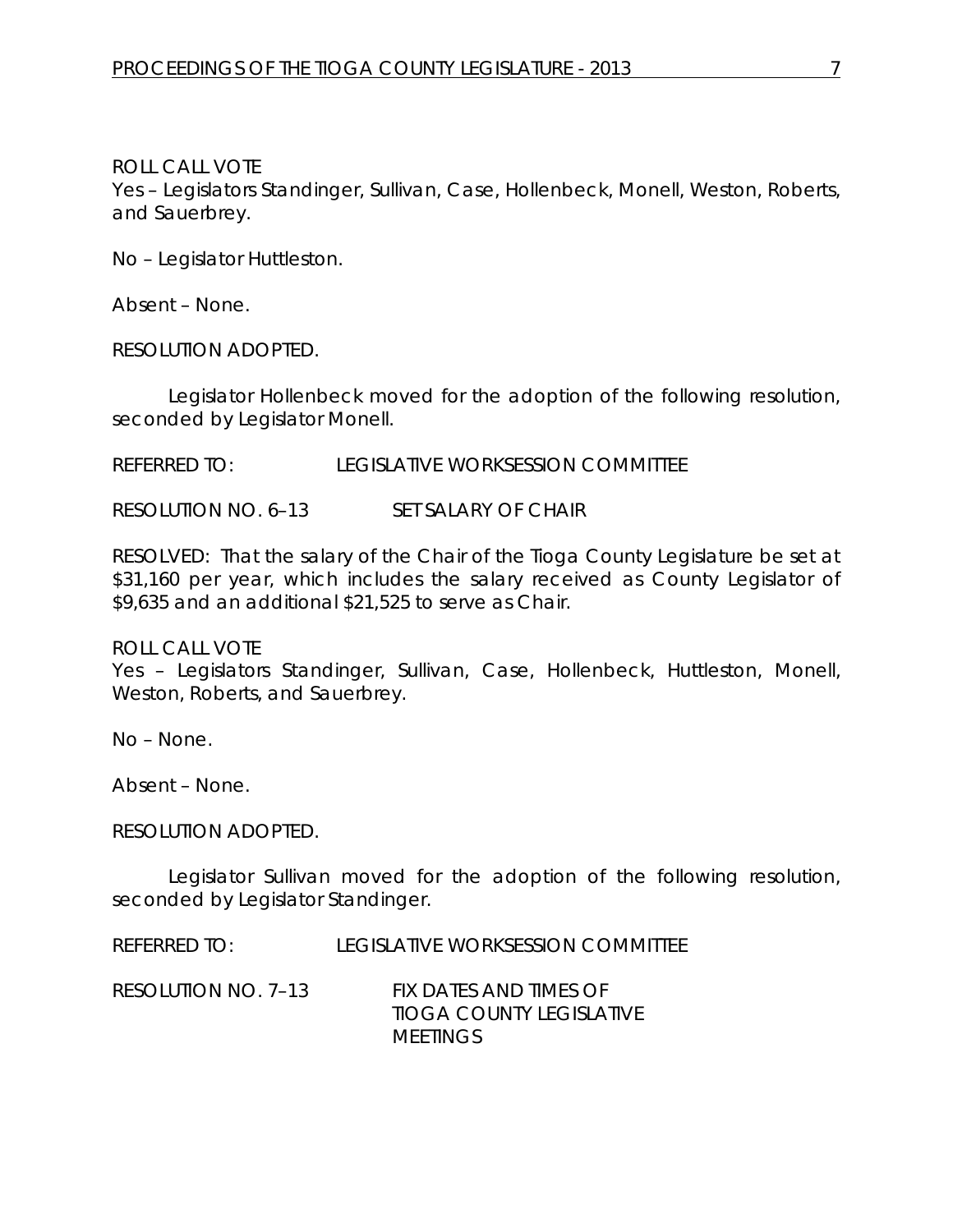ROLL CALL VOTE
Yes – Legislators Standinger, Sullivan, Case, Hollenbeck, Monell, Weston, Roberts, and Sauerbrey.

No – Legislator Huttleston.

Absent – None.

RESOLUTION ADOPTED.

Legislator Hollenbeck moved for the adoption of the following resolution, seconded by Legislator Monell.

REFERRED TO: LEGISLATIVE WORKSESSION COMMITTEE

RESOLUTION NO. 6–13 SET SALARY OF CHAIR

RESOLVED: That the salary of the Chair of the Tioga County Legislature be set at $31,160 per year, which includes the salary received as County Legislator of $9,635 and an additional $21,525 to serve as Chair.

ROLL CALL VOTE
Yes – Legislators Standinger, Sullivan, Case, Hollenbeck, Huttleston, Monell, Weston, Roberts, and Sauerbrey.

No – None.

Absent – None.

RESOLUTION ADOPTED.

Legislator Sullivan moved for the adoption of the following resolution, seconded by Legislator Standinger.

REFERRED TO: LEGISLATIVE WORKSESSION COMMITTEE

RESOLUTION NO. 7–13 FIX DATES AND TIMES OF TIOGA COUNTY LEGISLATIVE MEETINGS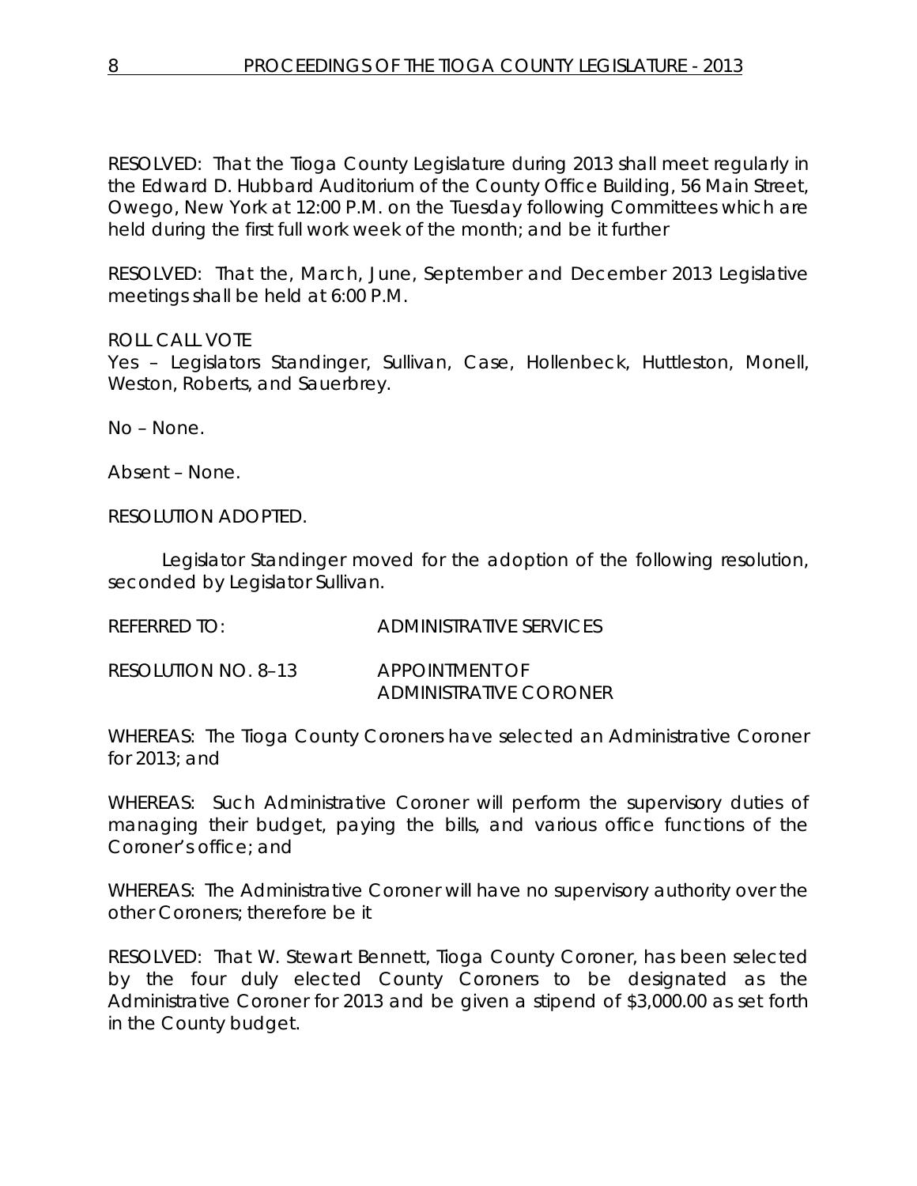RESOLVED: That the Tioga County Legislature during 2013 shall meet regularly in the Edward D. Hubbard Auditorium of the County Office Building, 56 Main Street, Owego, New York at 12:00 P.M. on the Tuesday following Committees which are held during the first full work week of the month; and be it further

RESOLVED: That the, March, June, September and December 2013 Legislative meetings shall be held at 6:00 P.M.

ROLL CALL VOTE
Yes – Legislators Standinger, Sullivan, Case, Hollenbeck, Huttleston, Monell, Weston, Roberts, and Sauerbrey.

No – None.

Absent – None.

RESOLUTION ADOPTED.

Legislator Standinger moved for the adoption of the following resolution, seconded by Legislator Sullivan.

REFERRED TO: ADMINISTRATIVE SERVICES

RESOLUTION NO. 8–13 APPOINTMENT OF ADMINISTRATIVE CORONER

WHEREAS: The Tioga County Coroners have selected an Administrative Coroner for 2013; and

WHEREAS: Such Administrative Coroner will perform the supervisory duties of managing their budget, paying the bills, and various office functions of the Coroner's office; and

WHEREAS: The Administrative Coroner will have no supervisory authority over the other Coroners; therefore be it

RESOLVED: That W. Stewart Bennett, Tioga County Coroner, has been selected by the four duly elected County Coroners to be designated as the Administrative Coroner for 2013 and be given a stipend of $3,000.00 as set forth in the County budget.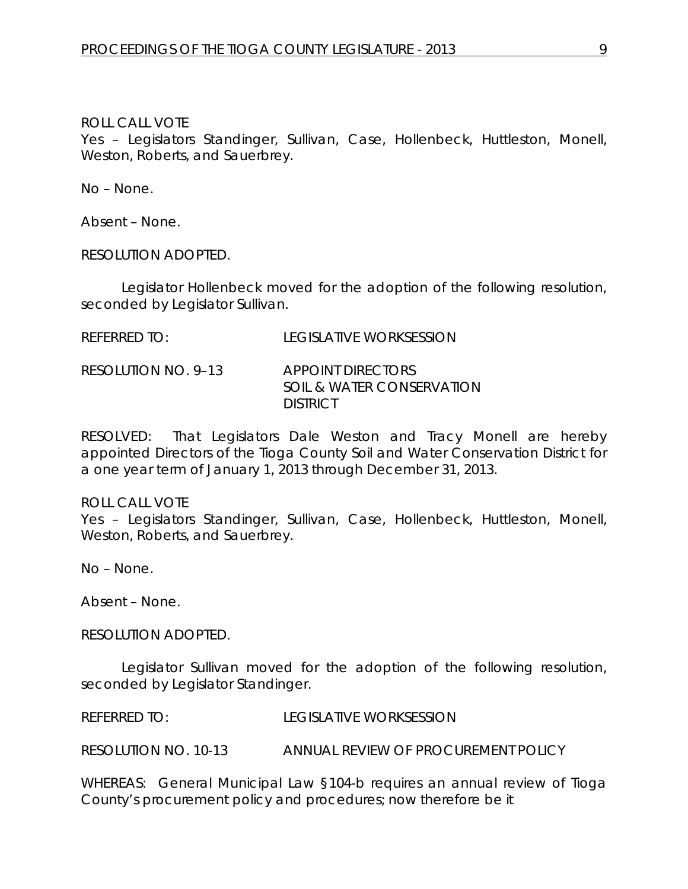ROLL CALL VOTE
Yes – Legislators Standinger, Sullivan, Case, Hollenbeck, Huttleston, Monell, Weston, Roberts, and Sauerbrey.

No – None.

Absent – None.

RESOLUTION ADOPTED.

Legislator Hollenbeck moved for the adoption of the following resolution, seconded by Legislator Sullivan.

REFERRED TO: LEGISLATIVE WORKSESSION

RESOLUTION NO. 9–13 APPOINT DIRECTORS
SOIL & WATER CONSERVATION DISTRICT

RESOLVED: That Legislators Dale Weston and Tracy Monell are hereby appointed Directors of the Tioga County Soil and Water Conservation District for a one year term of January 1, 2013 through December 31, 2013.

ROLL CALL VOTE
Yes – Legislators Standinger, Sullivan, Case, Hollenbeck, Huttleston, Monell, Weston, Roberts, and Sauerbrey.

No – None.

Absent – None.

RESOLUTION ADOPTED.

Legislator Sullivan moved for the adoption of the following resolution, seconded by Legislator Standinger.

REFERRED TO: LEGISLATIVE WORKSESSION

RESOLUTION NO. 10-13 ANNUAL REVIEW OF PROCUREMENT POLICY

WHEREAS: General Municipal Law §104-b requires an annual review of Tioga County's procurement policy and procedures; now therefore be it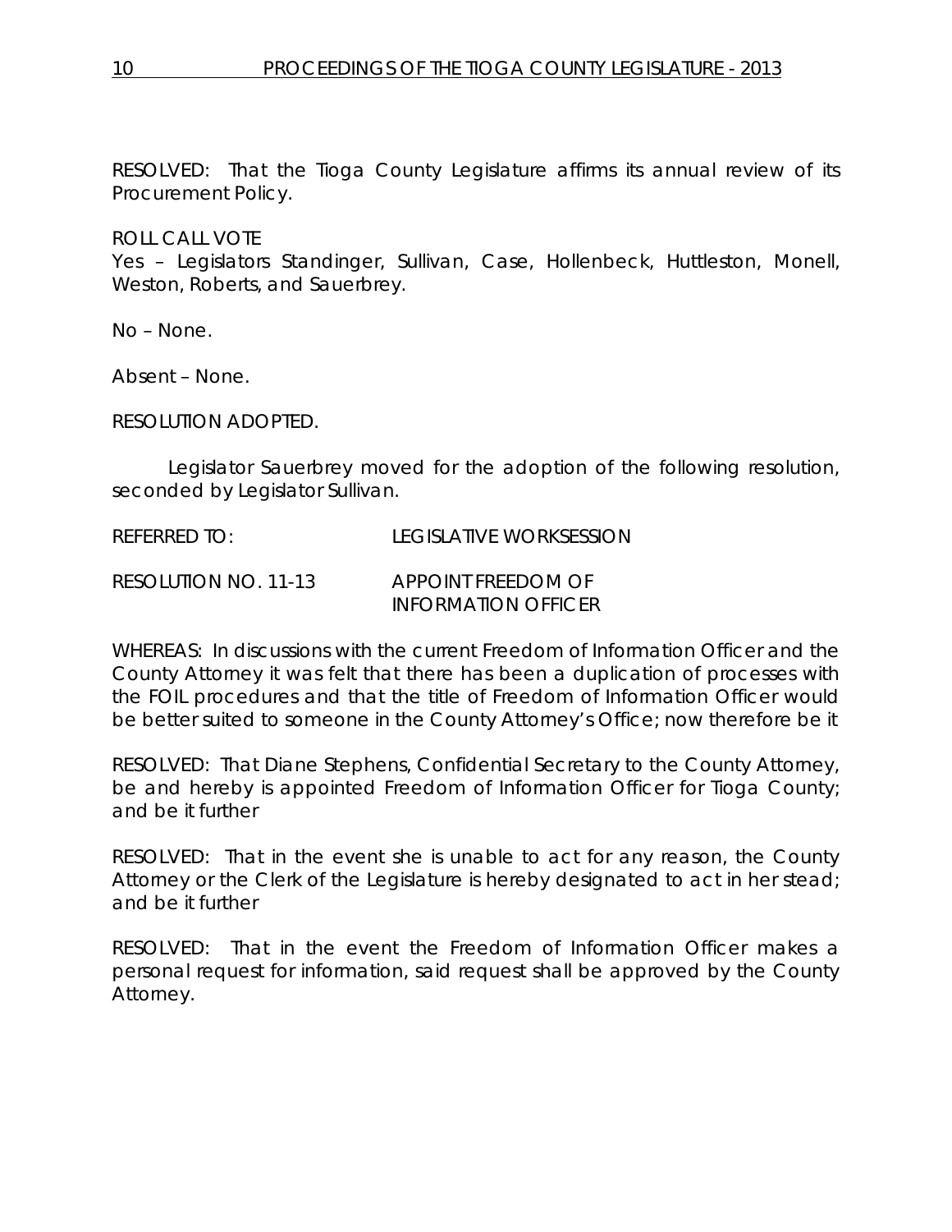RESOLVED: That the Tioga County Legislature affirms its annual review of its Procurement Policy.

ROLL CALL VOTE
Yes – Legislators Standinger, Sullivan, Case, Hollenbeck, Huttleston, Monell, Weston, Roberts, and Sauerbrey.

No – None.

Absent – None.

RESOLUTION ADOPTED.

Legislator Sauerbrey moved for the adoption of the following resolution, seconded by Legislator Sullivan.

REFERRED TO: LEGISLATIVE WORKSESSION

RESOLUTION NO. 11-13 APPOINT FREEDOM OF INFORMATION OFFICER

WHEREAS: In discussions with the current Freedom of Information Officer and the County Attorney it was felt that there has been a duplication of processes with the FOIL procedures and that the title of Freedom of Information Officer would be better suited to someone in the County Attorney's Office; now therefore be it

RESOLVED: That Diane Stephens, Confidential Secretary to the County Attorney, be and hereby is appointed Freedom of Information Officer for Tioga County; and be it further

RESOLVED: That in the event she is unable to act for any reason, the County Attorney or the Clerk of the Legislature is hereby designated to act in her stead; and be it further

RESOLVED: That in the event the Freedom of Information Officer makes a personal request for information, said request shall be approved by the County Attorney.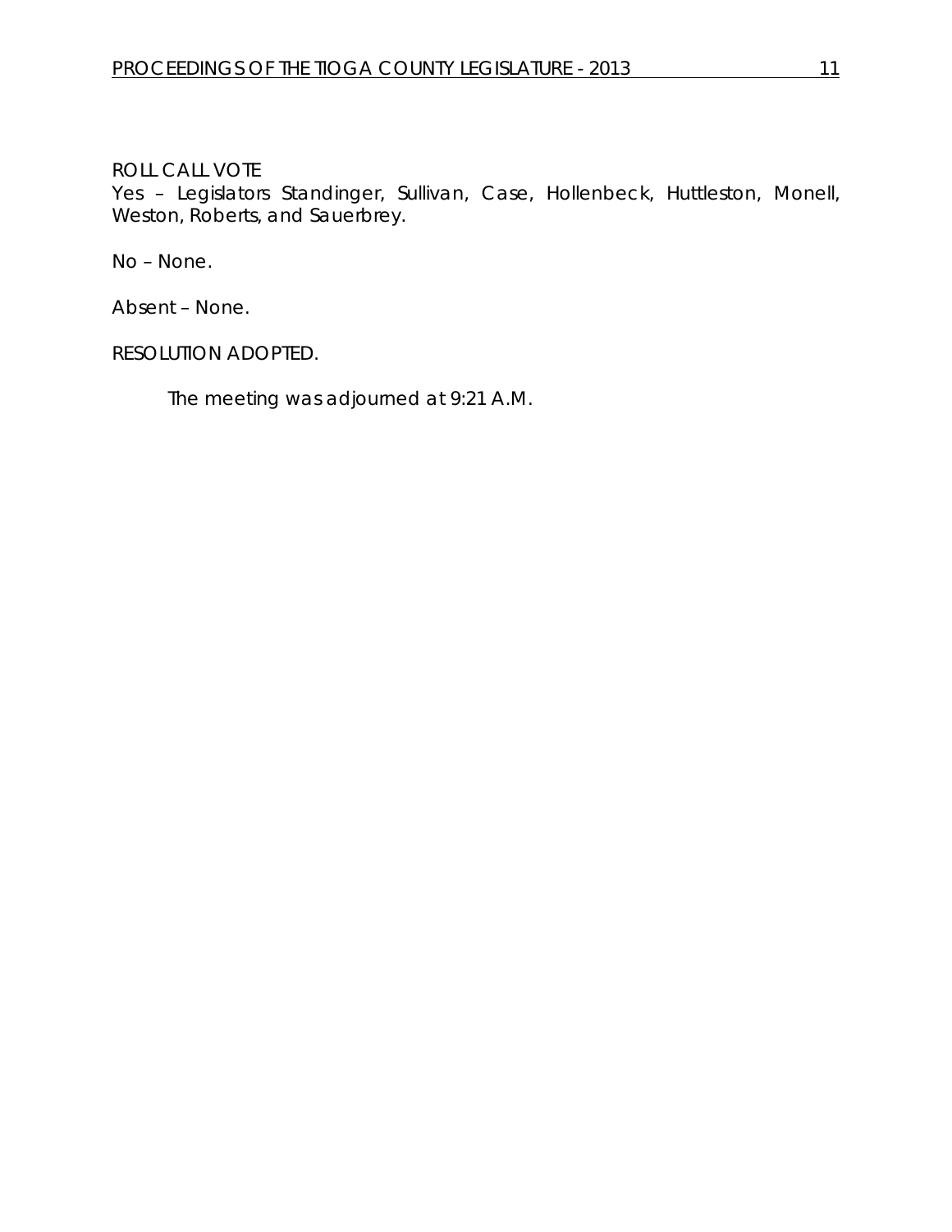ROLL CALL VOTE
Yes – Legislators Standinger, Sullivan, Case, Hollenbeck, Huttleston, Monell, Weston, Roberts, and Sauerbrey.

No – None.

Absent – None.

RESOLUTION ADOPTED.

The meeting was adjourned at 9:21 A.M.